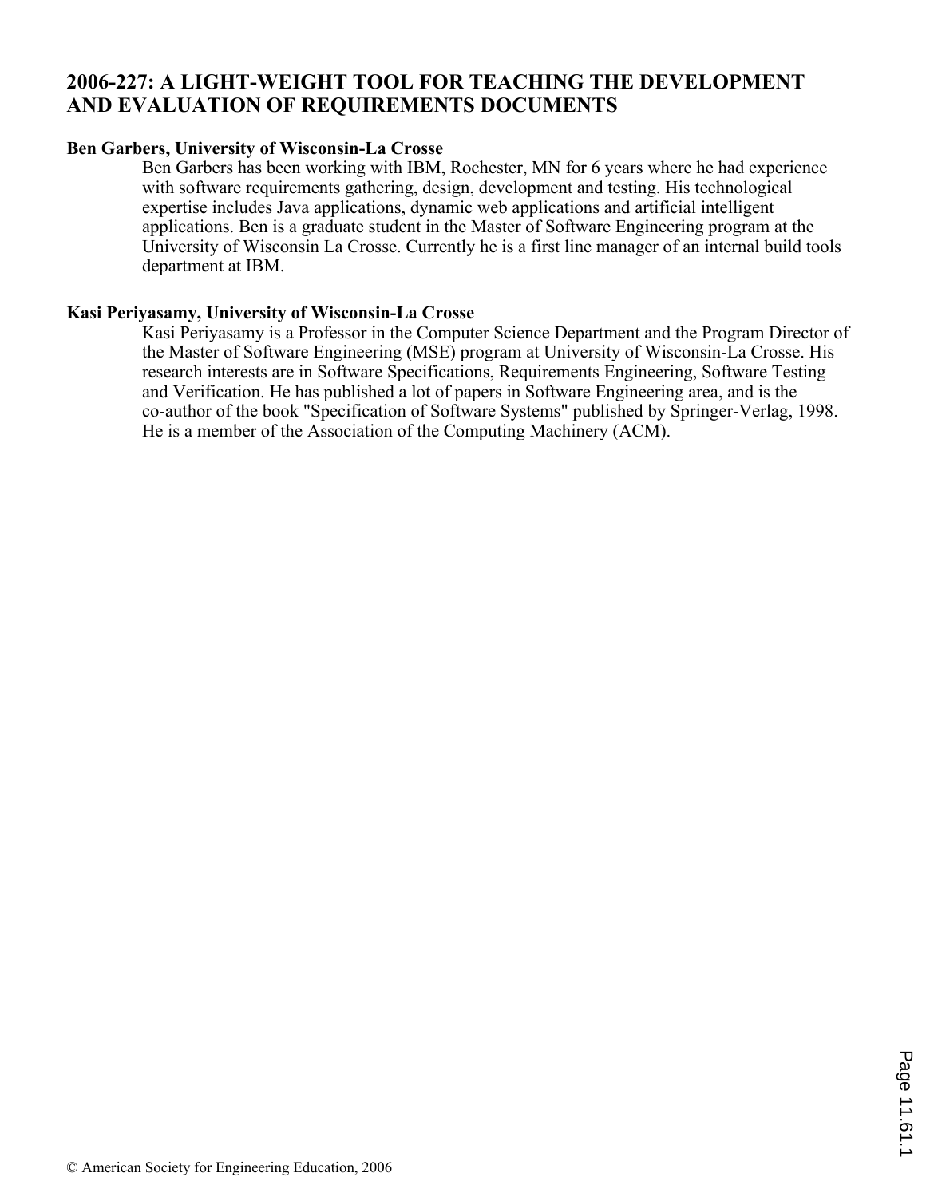# 2006-227: A LIGHT-WEIGHT TOOL FOR TEACHING THE DEVELOPMENT AND EVALUATION OF REQUIREMENTS DOCUMENTS

**Ben Garbers, University of Wisconsin-La Crosse**

Ben Garbers has been working with IBM, Rochester, MN for 6 years where he had experience with software requirements gathering, design, development and testing. His technological expertise includes Java applications, dynamic web applications and artificial intelligent applications. Ben is a graduate student in the Master of Software Engineering program at the University of Wisconsin La Crosse. Currently he is a first line manager of an internal build tools department at IBM.

**Kasi Periyasamy, University of Wisconsin-La Crosse**

Kasi Periyasamy is a Professor in the Computer Science Department and the Program Director of the Master of Software Engineering (MSE) program at University of Wisconsin-La Crosse. His research interests are in Software Specifications, Requirements Engineering, Software Testing and Verification. He has published a lot of papers in Software Engineering area, and is the co-author of the book "Specification of Software Systems" published by Springer-Verlag, 1998. He is a member of the Association of the Computing Machinery (ACM).

© American Society for Engineering Education, 2006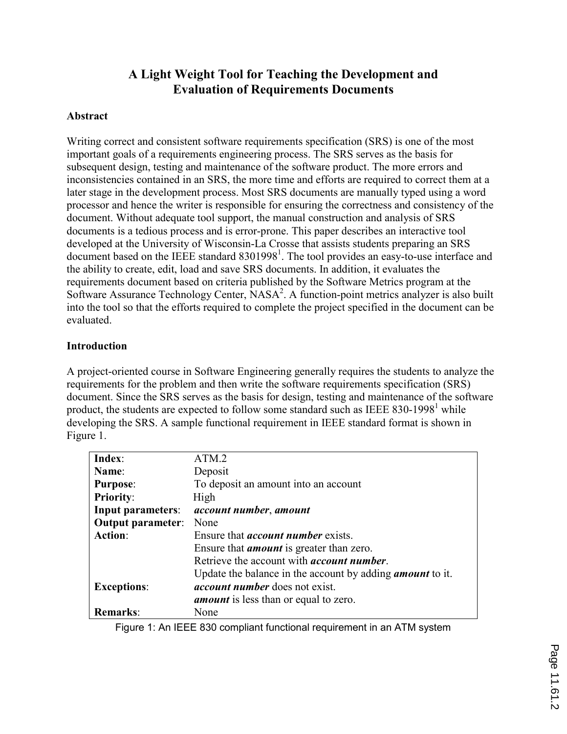# A Light Weight Tool for Teaching the Development and Evaluation of Requirements Documents

## Abstract

Writing correct and consistent software requirements specification (SRS) is one of the most important goals of a requirements engineering process. The SRS serves as the basis for subsequent design, testing and maintenance of the software product. The more errors and inconsistencies contained in an SRS, the more time and efforts are required to correct them at a later stage in the development process. Most SRS documents are manually typed using a word processor and hence the writer is responsible for ensuring the correctness and consistency of the document. Without adequate tool support, the manual construction and analysis of SRS documents is a tedious process and is error-prone. This paper describes an interactive tool developed at the University of Wisconsin-La Crosse that assists students preparing an SRS document based on the IEEE standard 8301998[1]. The tool provides an easy-to-use interface and the ability to create, edit, load and save SRS documents. In addition, it evaluates the requirements document based on criteria published by the Software Metrics program at the Software Assurance Technology Center, NASA[2]. A function-point metrics analyzer is also built into the tool so that the efforts required to complete the project specified in the document can be evaluated.

## Introduction

A project-oriented course in Software Engineering generally requires the students to analyze the requirements for the problem and then write the software requirements specification (SRS) document. Since the SRS serves as the basis for design, testing and maintenance of the software product, the students are expected to follow some standard such as IEEE 830-1998[1] while developing the SRS. A sample functional requirement in IEEE standard format is shown in Figure 1.

| | |
|---|---|
| **Index**: | ATM.2 |
| **Name**: | Deposit |
| **Purpose**: | To deposit an amount into an account |
| **Priority**: | High |
| **Input parameters**: | ***account number***, ***amount*** |
| **Output parameter**: | None |
| **Action**: | Ensure that ***account number*** exists.<br>Ensure that ***amount*** is greater than zero.<br>Retrieve the account with ***account number***.<br>Update the balance in the account by adding ***amount*** to it. |
| **Exceptions**: | ***account number*** does not exist.<br>***amount*** is less than or equal to zero. |
| **Remarks**: | None |

Figure 1: An IEEE 830 compliant functional requirement in an ATM system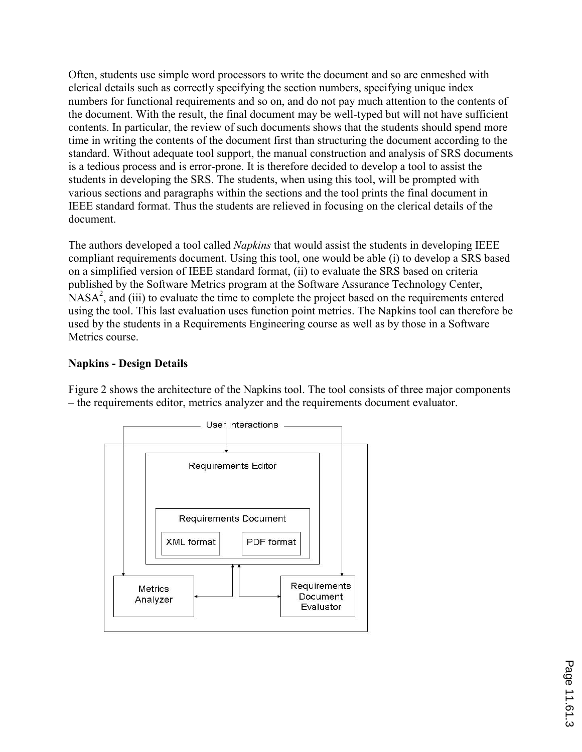Often, students use simple word processors to write the document and so are enmeshed with clerical details such as correctly specifying the section numbers, specifying unique index numbers for functional requirements and so on, and do not pay much attention to the contents of the document. With the result, the final document may be well-typed but will not have sufficient contents. In particular, the review of such documents shows that the students should spend more time in writing the contents of the document first than structuring the document according to the standard. Without adequate tool support, the manual construction and analysis of SRS documents is a tedious process and is error-prone. It is therefore decided to develop a tool to assist the students in developing the SRS. The students, when using this tool, will be prompted with various sections and paragraphs within the sections and the tool prints the final document in IEEE standard format. Thus the students are relieved in focusing on the clerical details of the document.

The authors developed a tool called *Napkins* that would assist the students in developing IEEE compliant requirements document. Using this tool, one would be able (i) to develop a SRS based on a simplified version of IEEE standard format, (ii) to evaluate the SRS based on criteria published by the Software Metrics program at the Software Assurance Technology Center, NASA[2], and (iii) to evaluate the time to complete the project based on the requirements entered using the tool. This last evaluation uses function point metrics. The Napkins tool can therefore be used by the students in a Requirements Engineering course as well as by those in a Software Metrics course.

**Napkins - Design Details**

Figure 2 shows the architecture of the Napkins tool. The tool consists of three major components – the requirements editor, metrics analyzer and the requirements document evaluator.

User interactions

Requirements Editor

Requirements Document

XML format

PDF format

Metrics Analyzer

Requirements Document Evaluator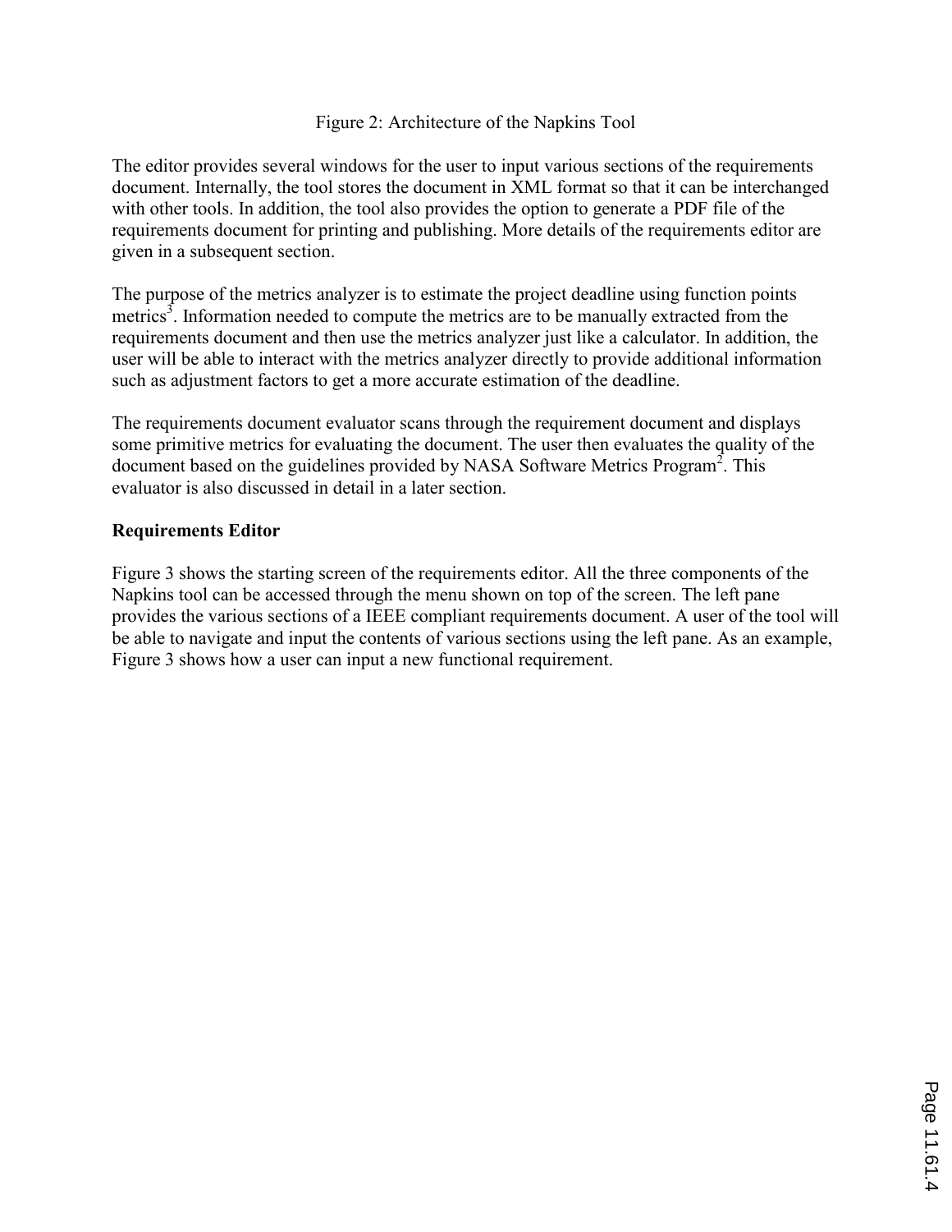Figure 2: Architecture of the Napkins Tool

The editor provides several windows for the user to input various sections of the requirements document. Internally, the tool stores the document in XML format so that it can be interchanged with other tools. In addition, the tool also provides the option to generate a PDF file of the requirements document for printing and publishing. More details of the requirements editor are given in a subsequent section.

The purpose of the metrics analyzer is to estimate the project deadline using function points metrics[3]. Information needed to compute the metrics are to be manually extracted from the requirements document and then use the metrics analyzer just like a calculator. In addition, the user will be able to interact with the metrics analyzer directly to provide additional information such as adjustment factors to get a more accurate estimation of the deadline.

The requirements document evaluator scans through the requirement document and displays some primitive metrics for evaluating the document. The user then evaluates the quality of the document based on the guidelines provided by NASA Software Metrics Program[2]. This evaluator is also discussed in detail in a later section.

**Requirements Editor**

Figure 3 shows the starting screen of the requirements editor. All the three components of the Napkins tool can be accessed through the menu shown on top of the screen. The left pane provides the various sections of a IEEE compliant requirements document. A user of the tool will be able to navigate and input the contents of various sections using the left pane. As an example, Figure 3 shows how a user can input a new functional requirement.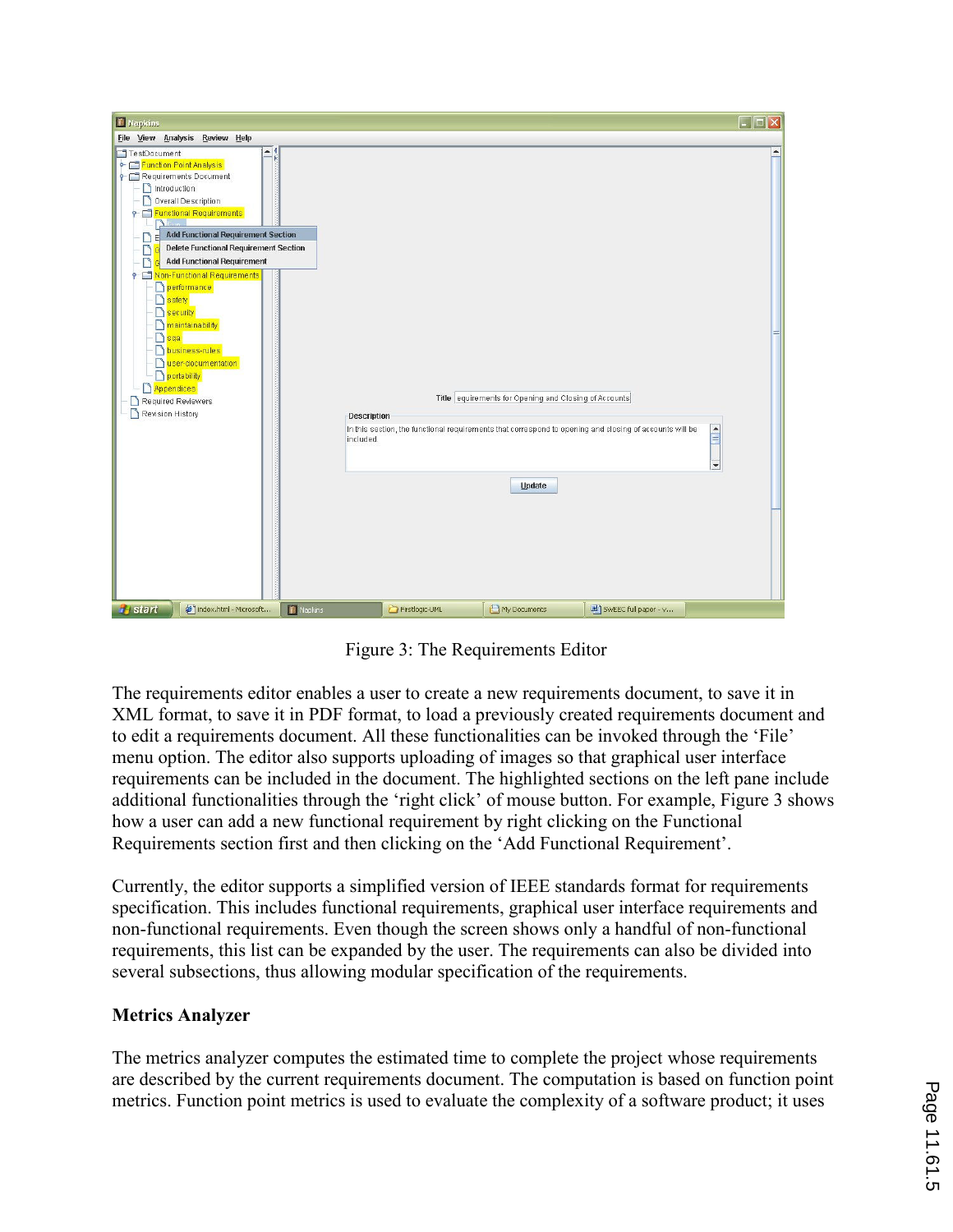Figure 3: The Requirements Editor

The requirements editor enables a user to create a new requirements document, to save it in XML format, to save it in PDF format, to load a previously created requirements document and to edit a requirements document. All these functionalities can be invoked through the 'File' menu option. The editor also supports uploading of images so that graphical user interface requirements can be included in the document. The highlighted sections on the left pane include additional functionalities through the 'right click' of mouse button. For example, Figure 3 shows how a user can add a new functional requirement by right clicking on the Functional Requirements section first and then clicking on the 'Add Functional Requirement'.

Currently, the editor supports a simplified version of IEEE standards format for requirements specification. This includes functional requirements, graphical user interface requirements and non-functional requirements. Even though the screen shows only a handful of non-functional requirements, this list can be expanded by the user. The requirements can also be divided into several subsections, thus allowing modular specification of the requirements.

**Metrics Analyzer**

The metrics analyzer computes the estimated time to complete the project whose requirements are described by the current requirements document. The computation is based on function point metrics. Function point metrics is used to evaluate the complexity of a software product; it uses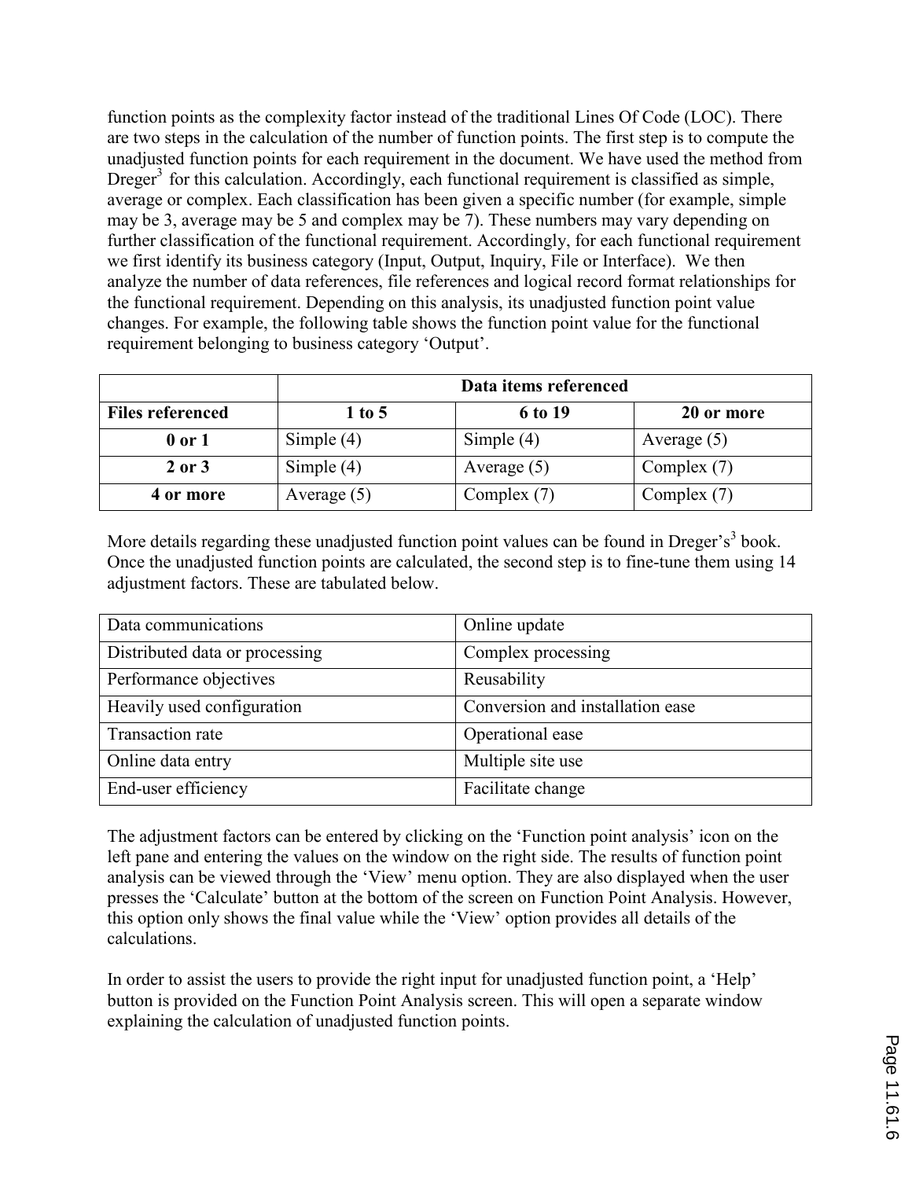function points as the complexity factor instead of the traditional Lines Of Code (LOC). There are two steps in the calculation of the number of function points. The first step is to compute the unadjusted function points for each requirement in the document. We have used the method from Dreger[3] for this calculation. Accordingly, each functional requirement is classified as simple, average or complex. Each classification has been given a specific number (for example, simple may be 3, average may be 5 and complex may be 7). These numbers may vary depending on further classification of the functional requirement. Accordingly, for each functional requirement we first identify its business category (Input, Output, Inquiry, File or Interface). We then analyze the number of data references, file references and logical record format relationships for the functional requirement. Depending on this analysis, its unadjusted function point value changes. For example, the following table shows the function point value for the functional requirement belonging to business category 'Output'.

| | **Data items referenced** | | |
|---|---|---|---|
| **Files referenced** | **1 to 5** | **6 to 19** | **20 or more** |
| **0 or 1** | Simple (4) | Simple (4) | Average (5) |
| **2 or 3** | Simple (4) | Average (5) | Complex (7) |
| **4 or more** | Average (5) | Complex (7) | Complex (7) |

More details regarding these unadjusted function point values can be found in Dreger's[3] book. Once the unadjusted function points are calculated, the second step is to fine-tune them using 14 adjustment factors. These are tabulated below.

| | |
|---|---|
| Data communications | Online update |
| Distributed data or processing | Complex processing |
| Performance objectives | Reusability |
| Heavily used configuration | Conversion and installation ease |
| Transaction rate | Operational ease |
| Online data entry | Multiple site use |
| End-user efficiency | Facilitate change |

The adjustment factors can be entered by clicking on the 'Function point analysis' icon on the left pane and entering the values on the window on the right side. The results of function point analysis can be viewed through the 'View' menu option. They are also displayed when the user presses the 'Calculate' button at the bottom of the screen on Function Point Analysis. However, this option only shows the final value while the 'View' option provides all details of the calculations.

In order to assist the users to provide the right input for unadjusted function point, a 'Help' button is provided on the Function Point Analysis screen. This will open a separate window explaining the calculation of unadjusted function points.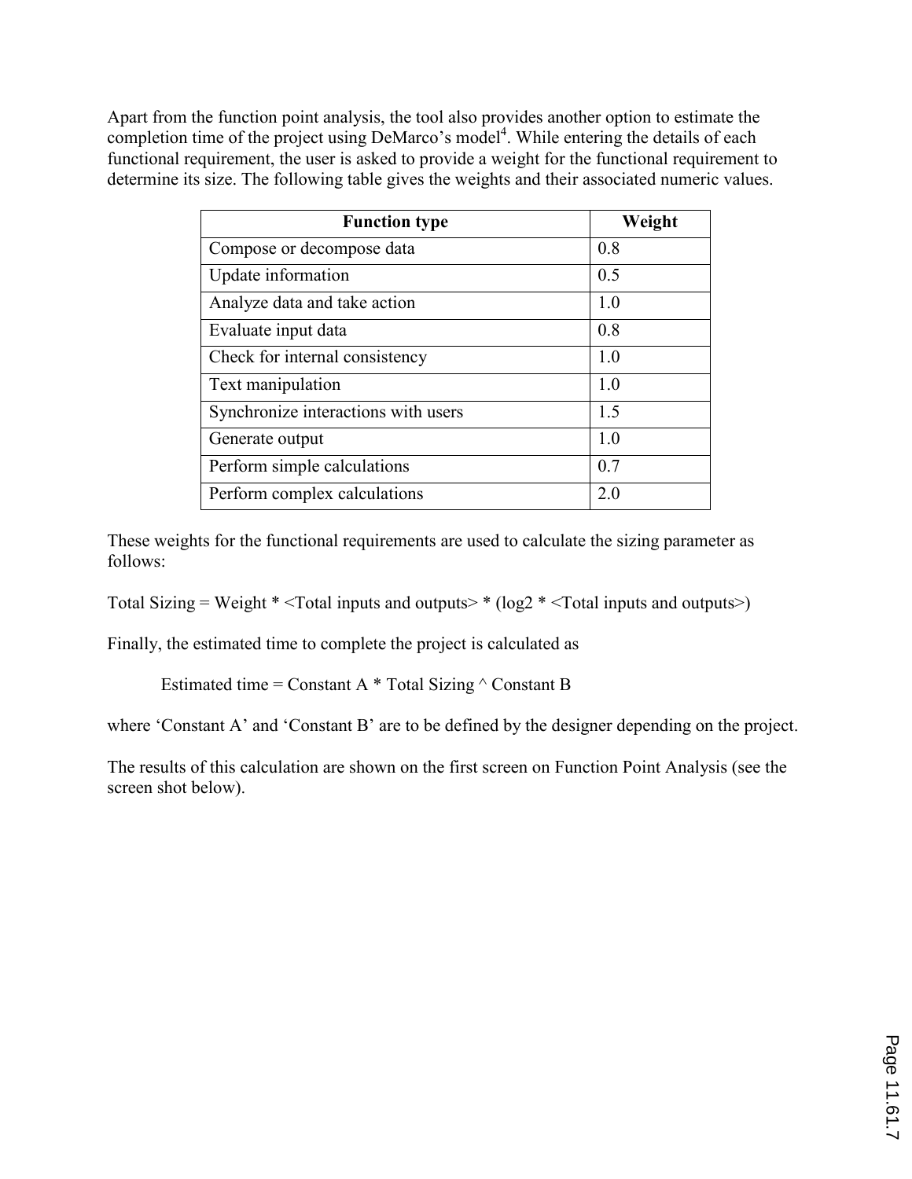Apart from the function point analysis, the tool also provides another option to estimate the completion time of the project using DeMarco's model[4]. While entering the details of each functional requirement, the user is asked to provide a weight for the functional requirement to determine its size. The following table gives the weights and their associated numeric values.

| Function type | Weight |
|---|---|
| Compose or decompose data | 0.8 |
| Update information | 0.5 |
| Analyze data and take action | 1.0 |
| Evaluate input data | 0.8 |
| Check for internal consistency | 1.0 |
| Text manipulation | 1.0 |
| Synchronize interactions with users | 1.5 |
| Generate output | 1.0 |
| Perform simple calculations | 0.7 |
| Perform complex calculations | 2.0 |

These weights for the functional requirements are used to calculate the sizing parameter as follows:

Total Sizing = Weight * <Total inputs and outputs> * (log2 * <Total inputs and outputs>)

Finally, the estimated time to complete the project is calculated as

Estimated time = Constant A * Total Sizing ^ Constant B

where 'Constant A' and 'Constant B' are to be defined by the designer depending on the project.

The results of this calculation are shown on the first screen on Function Point Analysis (see the screen shot below).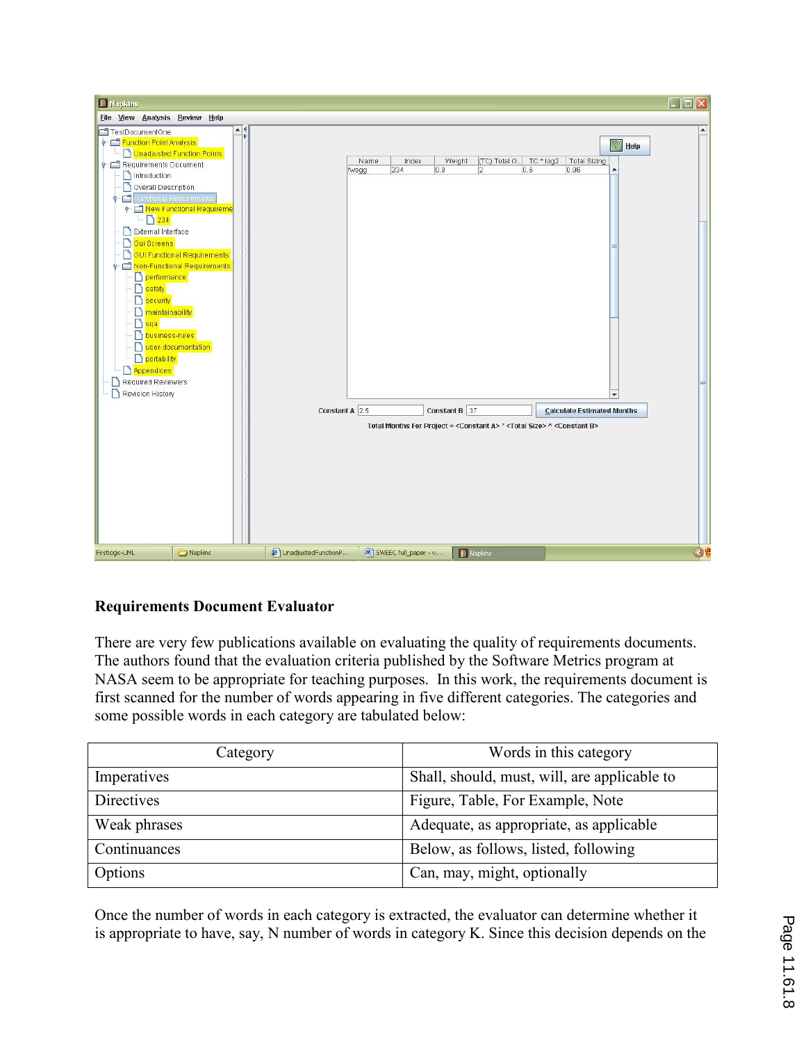**Requirements Document Evaluator**

There are very few publications available on evaluating the quality of requirements documents. The authors found that the evaluation criteria published by the Software Metrics program at NASA seem to be appropriate for teaching purposes. In this work, the requirements document is first scanned for the number of words appearing in five different categories. The categories and some possible words in each category are tabulated below:

| Category | Words in this category |
|---|---|
| Imperatives | Shall, should, must, will, are applicable to |
| Directives | Figure, Table, For Example, Note |
| Weak phrases | Adequate, as appropriate, as applicable |
| Continuances | Below, as follows, listed, following |
| Options | Can, may, might, optionally |

Once the number of words in each category is extracted, the evaluator can determine whether it is appropriate to have, say, N number of words in category K. Since this decision depends on the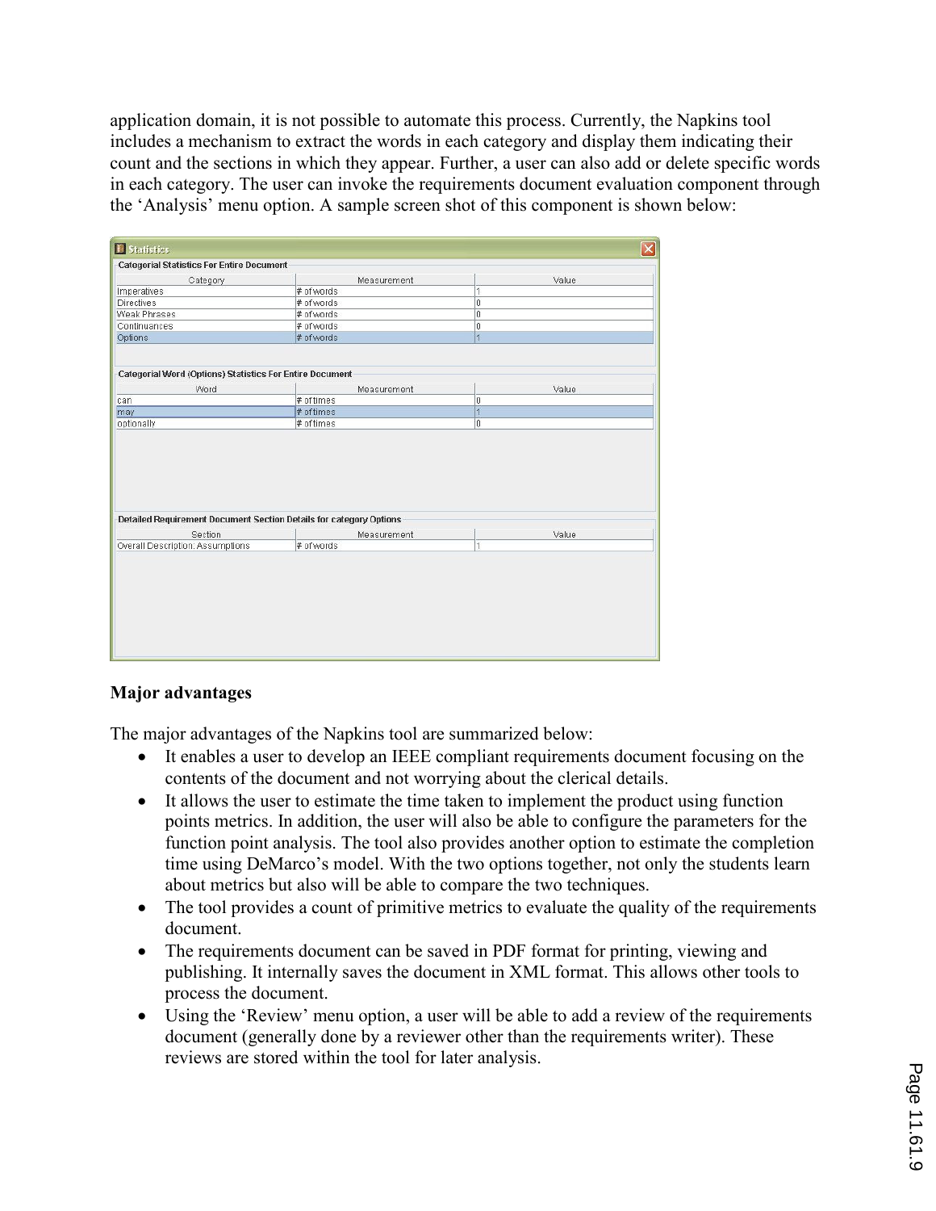application domain, it is not possible to automate this process. Currently, the Napkins tool includes a mechanism to extract the words in each category and display them indicating their count and the sections in which they appear. Further, a user can also add or delete specific words in each category. The user can invoke the requirements document evaluation component through the 'Analysis' menu option. A sample screen shot of this component is shown below:

Statistics

Categorial Statistics For Entire Document

| Category | Measurement | Value |
|---|---|---|
| Imperatives | # of words | 1 |
| Directives | # of words | 0 |
| Weak Phrases | # of words | 0 |
| Continuances | # of words | 0 |
| Options | # of words | 1 |

Categorial Word (Options) Statistics For Entire Document

| Word | Measurement | Value |
|---|---|---|
| can | # of times | 0 |
| may | # of times | 1 |
| optionally | # of times | 0 |

Detailed Requirement Document Section Details for category Options

| Section | Measurement | Value |
|---|---|---|
| Overall Description: Assumptions | # of words | 1 |

**Major advantages**

The major advantages of the Napkins tool are summarized below:

- It enables a user to develop an IEEE compliant requirements document focusing on the contents of the document and not worrying about the clerical details.
- It allows the user to estimate the time taken to implement the product using function points metrics. In addition, the user will also be able to configure the parameters for the function point analysis. The tool also provides another option to estimate the completion time using DeMarco's model. With the two options together, not only the students learn about metrics but also will be able to compare the two techniques.
- The tool provides a count of primitive metrics to evaluate the quality of the requirements document.
- The requirements document can be saved in PDF format for printing, viewing and publishing. It internally saves the document in XML format. This allows other tools to process the document.
- Using the 'Review' menu option, a user will be able to add a review of the requirements document (generally done by a reviewer other than the requirements writer). These reviews are stored within the tool for later analysis.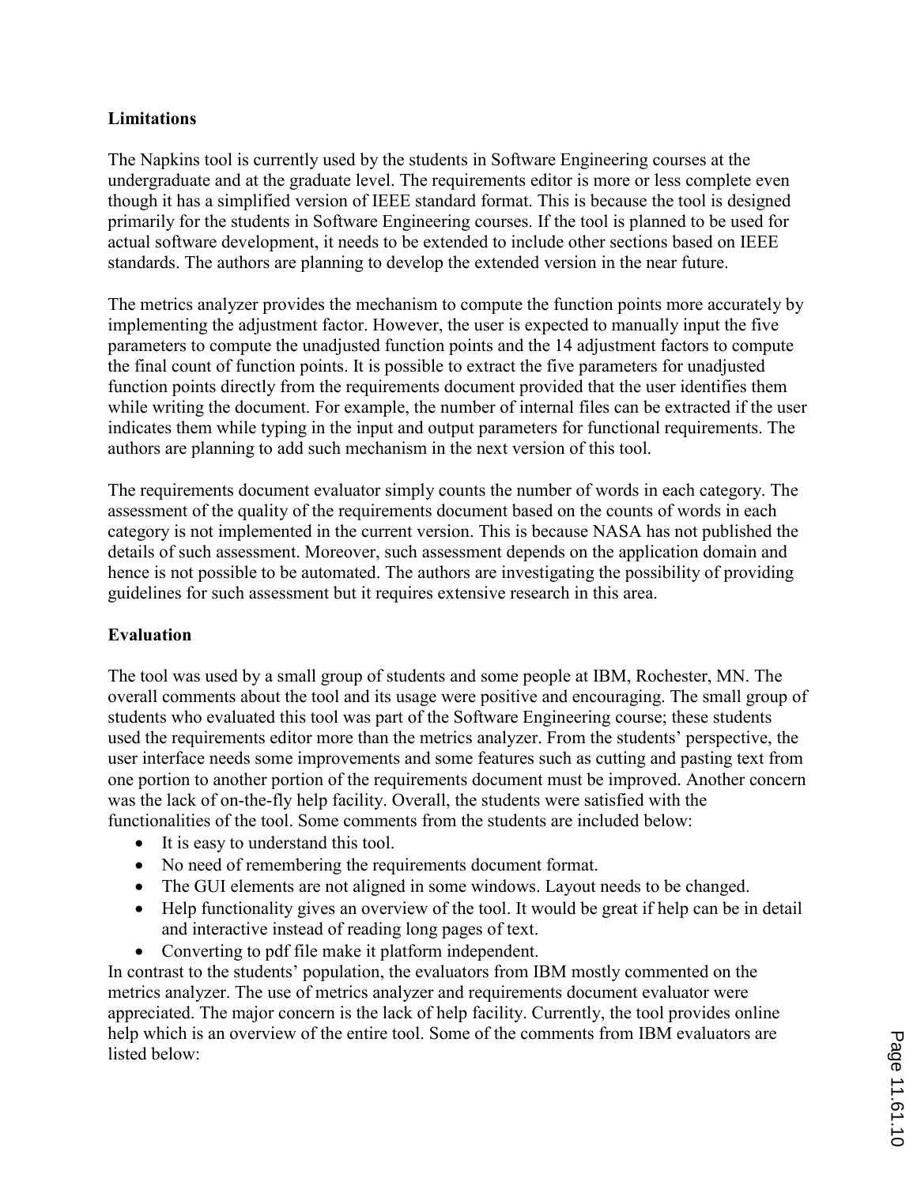**Limitations**

The Napkins tool is currently used by the students in Software Engineering courses at the undergraduate and at the graduate level. The requirements editor is more or less complete even though it has a simplified version of IEEE standard format. This is because the tool is designed primarily for the students in Software Engineering courses. If the tool is planned to be used for actual software development, it needs to be extended to include other sections based on IEEE standards. The authors are planning to develop the extended version in the near future.

The metrics analyzer provides the mechanism to compute the function points more accurately by implementing the adjustment factor. However, the user is expected to manually input the five parameters to compute the unadjusted function points and the 14 adjustment factors to compute the final count of function points. It is possible to extract the five parameters for unadjusted function points directly from the requirements document provided that the user identifies them while writing the document. For example, the number of internal files can be extracted if the user indicates them while typing in the input and output parameters for functional requirements. The authors are planning to add such mechanism in the next version of this tool.

The requirements document evaluator simply counts the number of words in each category. The assessment of the quality of the requirements document based on the counts of words in each category is not implemented in the current version. This is because NASA has not published the details of such assessment. Moreover, such assessment depends on the application domain and hence is not possible to be automated. The authors are investigating the possibility of providing guidelines for such assessment but it requires extensive research in this area.

**Evaluation**

The tool was used by a small group of students and some people at IBM, Rochester, MN. The overall comments about the tool and its usage were positive and encouraging. The small group of students who evaluated this tool was part of the Software Engineering course; these students used the requirements editor more than the metrics analyzer. From the students' perspective, the user interface needs some improvements and some features such as cutting and pasting text from one portion to another portion of the requirements document must be improved. Another concern was the lack of on-the-fly help facility. Overall, the students were satisfied with the functionalities of the tool. Some comments from the students are included below:

- It is easy to understand this tool.
- No need of remembering the requirements document format.
- The GUI elements are not aligned in some windows. Layout needs to be changed.
- Help functionality gives an overview of the tool. It would be great if help can be in detail and interactive instead of reading long pages of text.
- Converting to pdf file make it platform independent.

In contrast to the students' population, the evaluators from IBM mostly commented on the metrics analyzer. The use of metrics analyzer and requirements document evaluator were appreciated. The major concern is the lack of help facility. Currently, the tool provides online help which is an overview of the entire tool. Some of the comments from IBM evaluators are listed below: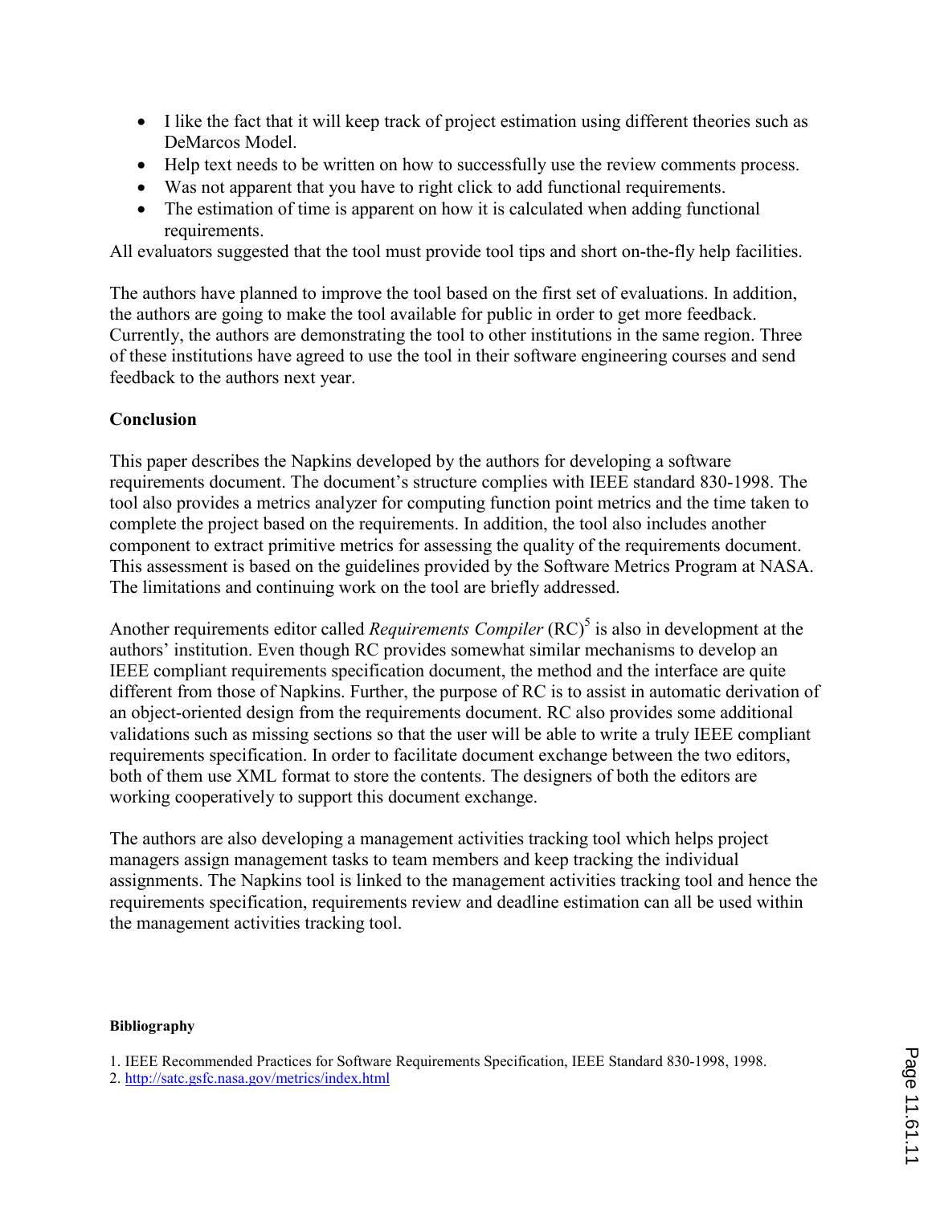- I like the fact that it will keep track of project estimation using different theories such as DeMarcos Model.
- Help text needs to be written on how to successfully use the review comments process.
- Was not apparent that you have to right click to add functional requirements.
- The estimation of time is apparent on how it is calculated when adding functional requirements.

All evaluators suggested that the tool must provide tool tips and short on-the-fly help facilities.

The authors have planned to improve the tool based on the first set of evaluations. In addition, the authors are going to make the tool available for public in order to get more feedback. Currently, the authors are demonstrating the tool to other institutions in the same region. Three of these institutions have agreed to use the tool in their software engineering courses and send feedback to the authors next year.

**Conclusion**

This paper describes the Napkins developed by the authors for developing a software requirements document. The document's structure complies with IEEE standard 830-1998. The tool also provides a metrics analyzer for computing function point metrics and the time taken to complete the project based on the requirements. In addition, the tool also includes another component to extract primitive metrics for assessing the quality of the requirements document. This assessment is based on the guidelines provided by the Software Metrics Program at NASA. The limitations and continuing work on the tool are briefly addressed.

Another requirements editor called *Requirements Compiler* (RC)[5] is also in development at the authors' institution. Even though RC provides somewhat similar mechanisms to develop an IEEE compliant requirements specification document, the method and the interface are quite different from those of Napkins. Further, the purpose of RC is to assist in automatic derivation of an object-oriented design from the requirements document. RC also provides some additional validations such as missing sections so that the user will be able to write a truly IEEE compliant requirements specification. In order to facilitate document exchange between the two editors, both of them use XML format to store the contents. The designers of both the editors are working cooperatively to support this document exchange.

The authors are also developing a management activities tracking tool which helps project managers assign management tasks to team members and keep tracking the individual assignments. The Napkins tool is linked to the management activities tracking tool and hence the requirements specification, requirements review and deadline estimation can all be used within the management activities tracking tool.

**Bibliography**

1. IEEE Recommended Practices for Software Requirements Specification, IEEE Standard 830-1998, 1998.
2. http://satc.gsfc.nasa.gov/metrics/index.html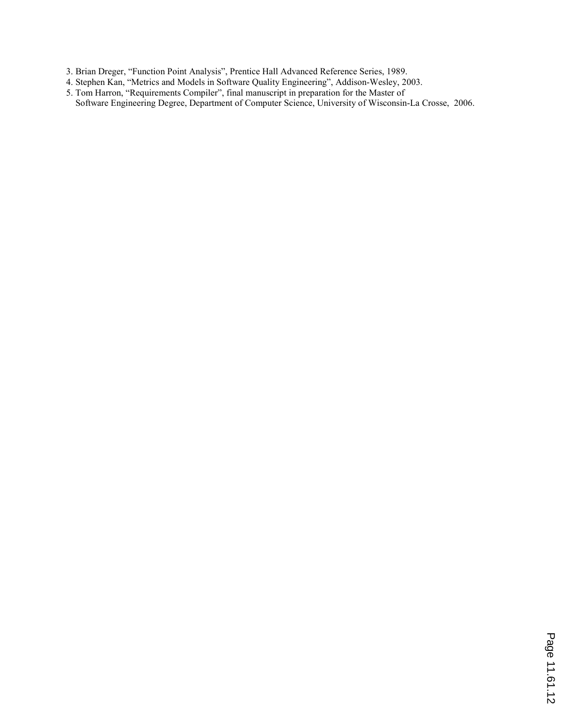3. Brian Dreger, “Function Point Analysis”, Prentice Hall Advanced Reference Series, 1989.
4. Stephen Kan, “Metrics and Models in Software Quality Engineering”, Addison-Wesley, 2003.
5. Tom Harron, “Requirements Compiler”, final manuscript in preparation for the Master of Software Engineering Degree, Department of Computer Science, University of Wisconsin-La Crosse, 2006.